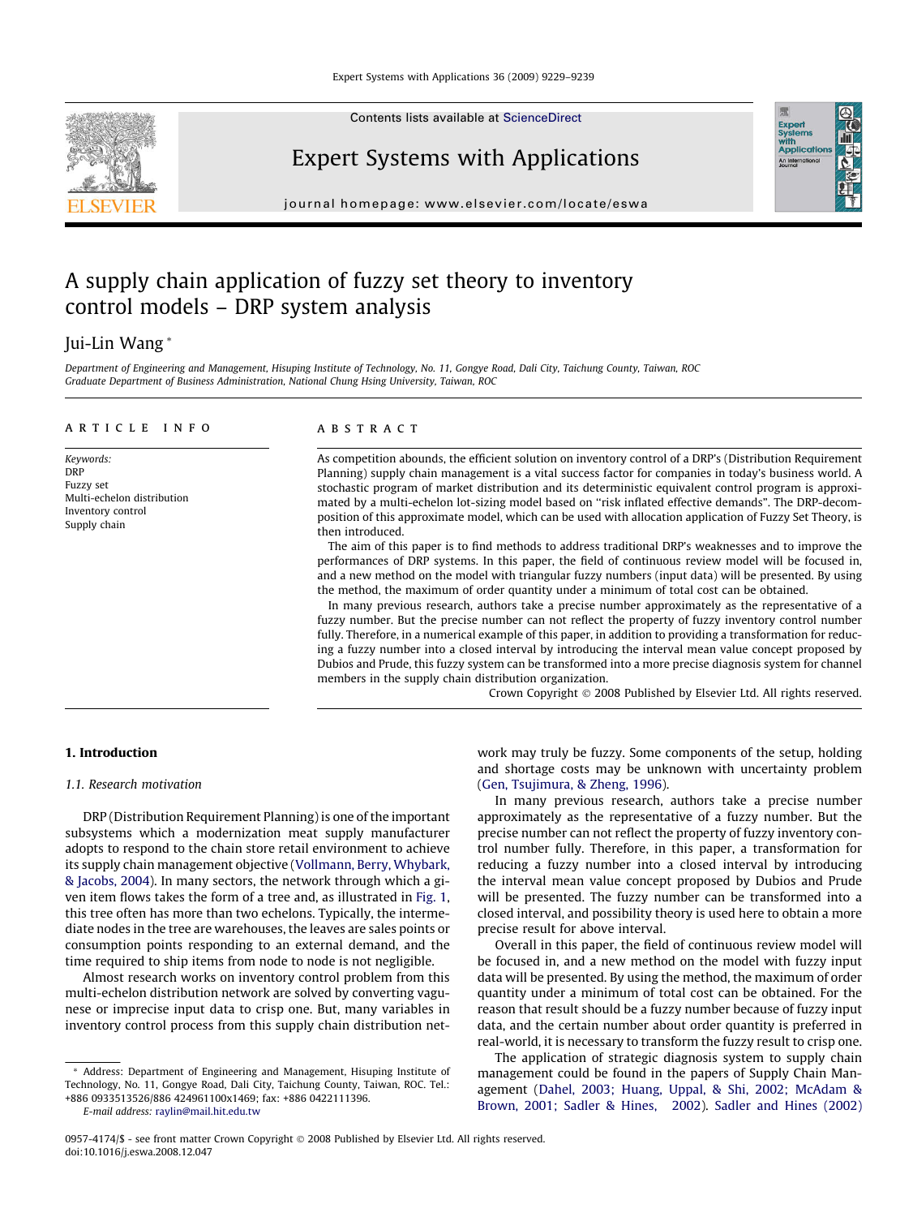# A supply chain application of fuzzy set theory to inventory control models – DRP system analysis

Jui-Lin Wang *

Department of Engineering and Management, Hisuping Institute of Technology, No. 11, Gongye Road, Dali City, Taichung County, Taiwan, ROC
Graduate Department of Business Administration, National Chung Hsing University, Taiwan, ROC

**ARTICLE INFO**

*Keywords:*
DRP
Fuzzy set
Multi-echelon distribution
Inventory control
Supply chain

**ABSTRACT**

As competition abounds, the efficient solution on inventory control of a DRP's (Distribution Requirement Planning) supply chain management is a vital success factor for companies in today's business world. A stochastic program of market distribution and its deterministic equivalent control program is approximated by a multi-echelon lot-sizing model based on "risk inflated effective demands". The DRP-decomposition of this approximate model, which can be used with allocation application of Fuzzy Set Theory, is then introduced.

The aim of this paper is to find methods to address traditional DRP's weaknesses and to improve the performances of DRP systems. In this paper, the field of continuous review model will be focused in, and a new method on the model with triangular fuzzy numbers (input data) will be presented. By using the method, the maximum of order quantity under a minimum of total cost can be obtained.

In many previous research, authors take a precise number approximately as the representative of a fuzzy number. But the precise number can not reflect the property of fuzzy inventory control number fully. Therefore, in a numerical example of this paper, in addition to providing a transformation for reducing a fuzzy number into a closed interval by introducing the interval mean value concept proposed by Dubios and Prude, this fuzzy system can be transformed into a more precise diagnosis system for channel members in the supply chain distribution organization.

Crown Copyright © 2008 Published by Elsevier Ltd. All rights reserved.

## 1. Introduction

### 1.1. Research motivation

DRP (Distribution Requirement Planning) is one of the important subsystems which a modernization meat supply manufacturer adopts to respond to the chain store retail environment to achieve its supply chain management objective (Vollmann, Berry, Whybark, & Jacobs, 2004). In many sectors, the network through which a given item flows takes the form of a tree and, as illustrated in Fig. 1, this tree often has more than two echelons. Typically, the intermediate nodes in the tree are warehouses, the leaves are sales points or consumption points responding to an external demand, and the time required to ship items from node to node is not negligible.

Almost research works on inventory control problem from this multi-echelon distribution network are solved by converting vaguenese or imprecise input data to crisp one. But, many variables in inventory control process from this supply chain distribution network may truly be fuzzy. Some components of the setup, holding and shortage costs may be unknown with uncertainty problem (Gen, Tsujimura, & Zheng, 1996).

In many previous research, authors take a precise number approximately as the representative of a fuzzy number. But the precise number can not reflect the property of fuzzy inventory control number fully. Therefore, in this paper, a transformation for reducing a fuzzy number into a closed interval by introducing the interval mean value concept proposed by Dubios and Prude will be presented. The fuzzy number can be transformed into a closed interval, and possibility theory is used here to obtain a more precise result for above interval.

Overall in this paper, the field of continuous review model will be focused in, and a new method on the model with fuzzy input data will be presented. By using the method, the maximum of order quantity under a minimum of total cost can be obtained. For the reason that result should be a fuzzy number because of fuzzy input data, and the certain number about order quantity is preferred in real-world, it is necessary to transform the fuzzy result to crisp one.

The application of strategic diagnosis system to supply chain management could be found in the papers of Supply Chain Management (Dahel, 2003; Huang, Uppal, & Shi, 2002; McAdam & Brown, 2001; Sadler & Hines, 2002). Sadler and Hines (2002)

---

* Address: Department of Engineering and Management, Hisuping Institute of Technology, No. 11, Gongye Road, Dali City, Taichung County, Taiwan, ROC. Tel.: +886 0933513526/886 424961100x1469; fax: +886 0422111396.
*E-mail address:* raylin@mail.hit.edu.tw

0957-4174/$ - see front matter Crown Copyright © 2008 Published by Elsevier Ltd. All rights reserved.
doi:10.1016/j.eswa.2008.12.047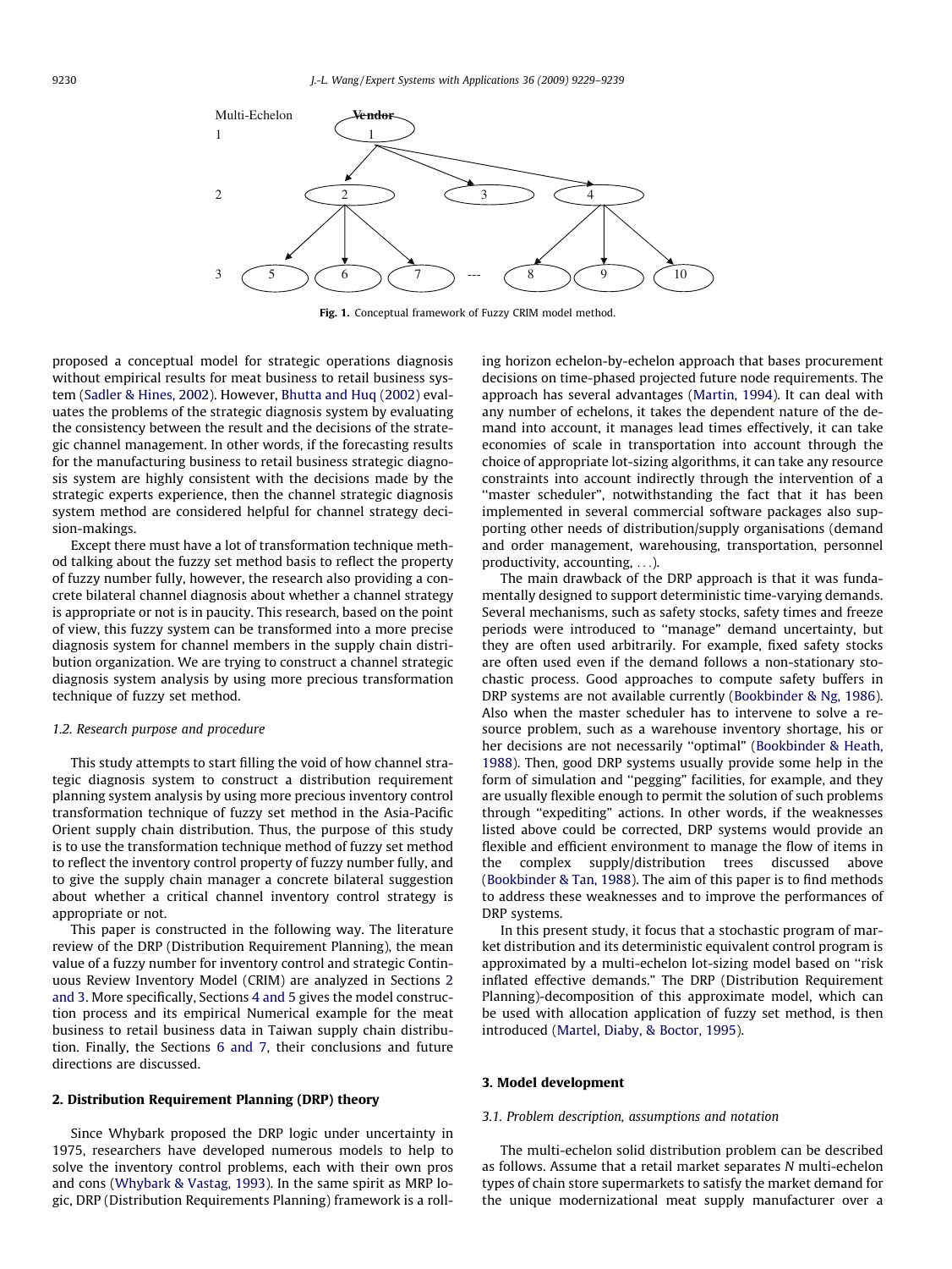Fig. 1. Conceptual framework of Fuzzy CRIM model method.

proposed a conceptual model for strategic operations diagnosis without empirical results for meat business to retail business system (Sadler & Hines, 2002). However, Bhutta and Huq (2002) evaluates the problems of the strategic diagnosis system by evaluating the consistency between the result and the decisions of the strategic channel management. In other words, if the forecasting results for the manufacturing business to retail business strategic diagnosis system are highly consistent with the decisions made by the strategic experts experience, then the channel strategic diagnosis system method are considered helpful for channel strategy decision-makings.

Except there must have a lot of transformation technique method talking about the fuzzy set method basis to reflect the property of fuzzy number fully, however, the research also providing a concrete bilateral channel diagnosis about whether a channel strategy is appropriate or not is in paucity. This research, based on the point of view, this fuzzy system can be transformed into a more precise diagnosis system for channel members in the supply chain distribution organization. We are trying to construct a channel strategic diagnosis system analysis by using more precious transformation technique of fuzzy set method.

### 1.2. Research purpose and procedure

This study attempts to start filling the void of how channel strategic diagnosis system to construct a distribution requirement planning system analysis by using more precious inventory control transformation technique of fuzzy set method in the Asia-Pacific Orient supply chain distribution. Thus, the purpose of this study is to use the transformation technique method of fuzzy set method to reflect the inventory control property of fuzzy number fully, and to give the supply chain manager a concrete bilateral suggestion about whether a critical channel inventory control strategy is appropriate or not.

This paper is constructed in the following way. The literature review of the DRP (Distribution Requirement Planning), the mean value of a fuzzy number for inventory control and strategic Continuous Review Inventory Model (CRIM) are analyzed in Sections 2 and 3. More specifically, Sections 4 and 5 gives the model construction process and its empirical Numerical example for the meat business to retail business data in Taiwan supply chain distribution. Finally, the Sections 6 and 7, their conclusions and future directions are discussed.

## 2. Distribution Requirement Planning (DRP) theory

Since Whybark proposed the DRP logic under uncertainty in 1975, researchers have developed numerous models to help to solve the inventory control problems, each with their own pros and cons (Whybark & Vastag, 1993). In the same spirit as MRP logic, DRP (Distribution Requirements Planning) framework is a rolling horizon echelon-by-echelon approach that bases procurement decisions on time-phased projected future node requirements. The approach has several advantages (Martin, 1994). It can deal with any number of echelons, it takes the dependent nature of the demand into account, it manages lead times effectively, it can take economies of scale in transportation into account through the choice of appropriate lot-sizing algorithms, it can take any resource constraints into account indirectly through the intervention of a "master scheduler", notwithstanding the fact that it has been implemented in several commercial software packages also supporting other needs of distribution/supply organisations (demand and order management, warehousing, transportation, personnel productivity, accounting, ...).

The main drawback of the DRP approach is that it was fundamentally designed to support deterministic time-varying demands. Several mechanisms, such as safety stocks, safety times and freeze periods were introduced to "manage" demand uncertainty, but they are often used arbitrarily. For example, fixed safety stocks are often used even if the demand follows a non-stationary stochastic process. Good approaches to compute safety buffers in DRP systems are not available currently (Bookbinder & Ng, 1986). Also when the master scheduler has to intervene to solve a resource problem, such as a warehouse inventory shortage, his or her decisions are not necessarily "optimal" (Bookbinder & Heath, 1988). Then, good DRP systems usually provide some help in the form of simulation and "pegging" facilities, for example, and they are usually flexible enough to permit the solution of such problems through "expediting" actions. In other words, if the weaknesses listed above could be corrected, DRP systems would provide an flexible and efficient environment to manage the flow of items in the complex supply/distribution trees discussed above (Bookbinder & Tan, 1988). The aim of this paper is to find methods to address these weaknesses and to improve the performances of DRP systems.

In this present study, it focus that a stochastic program of market distribution and its deterministic equivalent control program is approximated by a multi-echelon lot-sizing model based on "risk inflated effective demands." The DRP (Distribution Requirement Planning)-decomposition of this approximate model, which can be used with allocation application of fuzzy set method, is then introduced (Martel, Diaby, & Boctor, 1995).

## 3. Model development

### 3.1. Problem description, assumptions and notation

The multi-echelon solid distribution problem can be described as follows. Assume that a retail market separates $N$ multi-echelon types of chain store supermarkets to satisfy the market demand for the unique modernizational meat supply manufacturer over a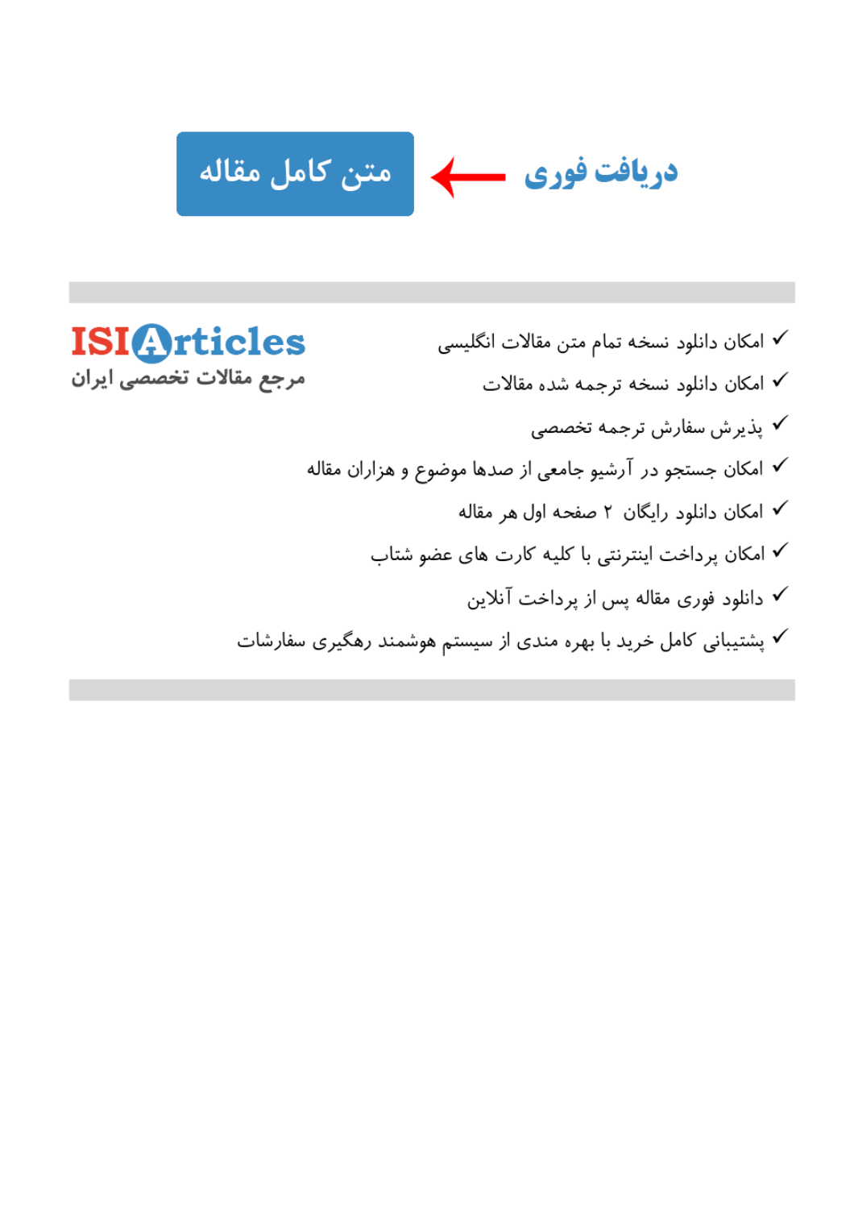دریافت فوری ← متن کامل مقاله

**ISIArticles**
مرجع مقالات تخصصی ایران

- ✓ امکان دانلود نسخه تمام متن مقالات انگلیسی
- ✓ امکان دانلود نسخه ترجمه شده مقالات
- ✓ پذیرش سفارش ترجمه تخصصی
- ✓ امکان جستجو در آرشیو جامعی از صدها موضوع و هزاران مقاله
- ✓ امکان دانلود رایگان ۲ صفحه اول هر مقاله
- ✓ امکان پرداخت اینترنتی با کلیه کارت های عضو شتاب
- ✓ دانلود فوری مقاله پس از پرداخت آنلاین
- ✓ پشتیبانی کامل خرید با بهره مندی از سیستم هوشمند رهگیری سفارشات